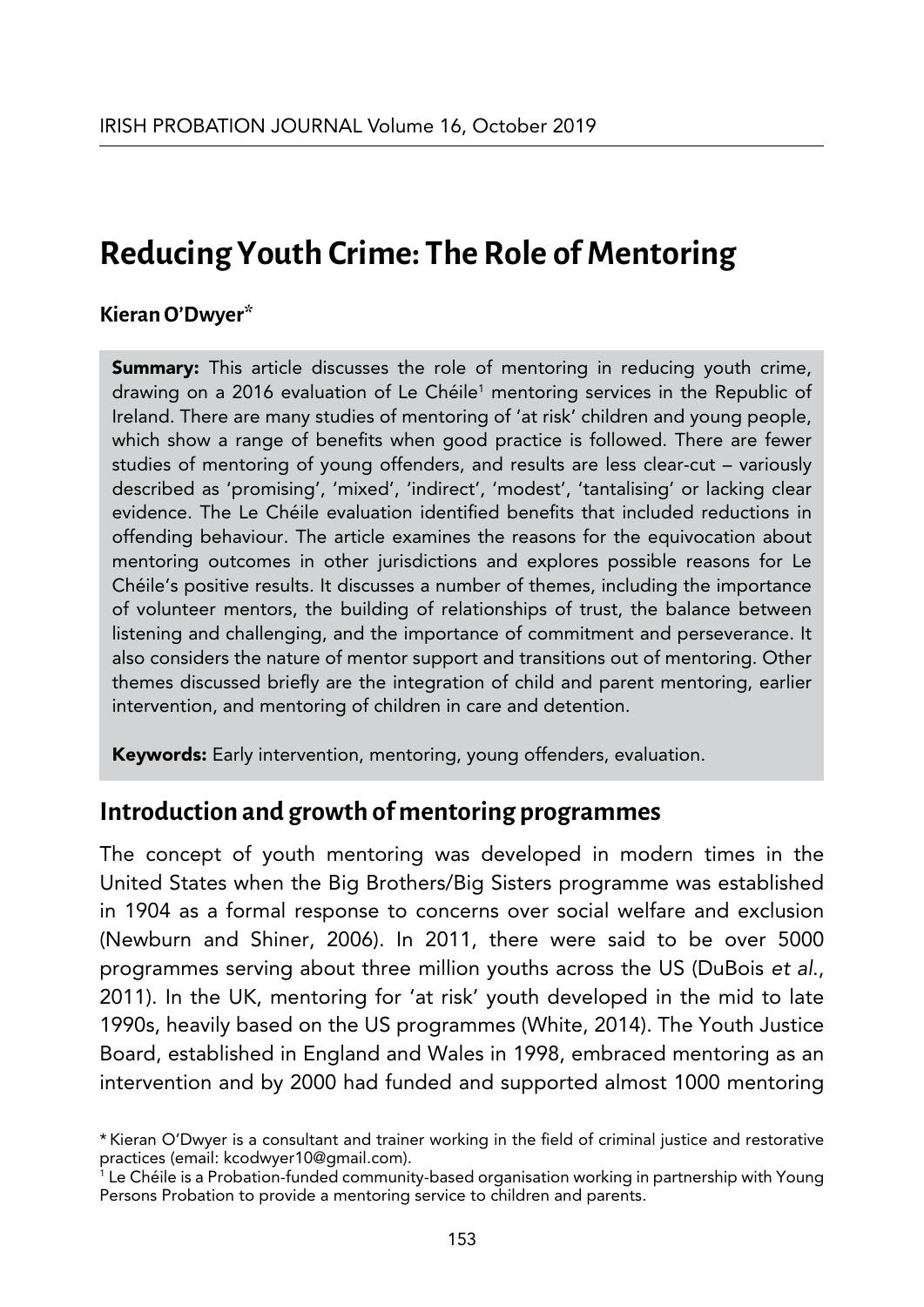# Reducing Youth Crime: The Role of Mentoring

**Kieran O'Dwyer***

**Summary:** This article discusses the role of mentoring in reducing youth crime, drawing on a 2016 evaluation of Le Chéile[1] mentoring services in the Republic of Ireland. There are many studies of mentoring of 'at risk' children and young people, which show a range of benefits when good practice is followed. There are fewer studies of mentoring of young offenders, and results are less clear-cut – variously described as 'promising', 'mixed', 'indirect', 'modest', 'tantalising' or lacking clear evidence. The Le Chéile evaluation identified benefits that included reductions in offending behaviour. The article examines the reasons for the equivocation about mentoring outcomes in other jurisdictions and explores possible reasons for Le Chéile's positive results. It discusses a number of themes, including the importance of volunteer mentors, the building of relationships of trust, the balance between listening and challenging, and the importance of commitment and perseverance. It also considers the nature of mentor support and transitions out of mentoring. Other themes discussed briefly are the integration of child and parent mentoring, earlier intervention, and mentoring of children in care and detention.

**Keywords:** Early intervention, mentoring, young offenders, evaluation.

## Introduction and growth of mentoring programmes

The concept of youth mentoring was developed in modern times in the United States when the Big Brothers/Big Sisters programme was established in 1904 as a formal response to concerns over social welfare and exclusion (Newburn and Shiner, 2006). In 2011, there were said to be over 5000 programmes serving about three million youths across the US (DuBois *et al.*, 2011). In the UK, mentoring for 'at risk' youth developed in the mid to late 1990s, heavily based on the US programmes (White, 2014). The Youth Justice Board, established in England and Wales in 1998, embraced mentoring as an intervention and by 2000 had funded and supported almost 1000 mentoring

\* Kieran O'Dwyer is a consultant and trainer working in the field of criminal justice and restorative practices (email: kcodwyer10@gmail.com).

[1] Le Chéile is a Probation-funded community-based organisation working in partnership with Young Persons Probation to provide a mentoring service to children and parents.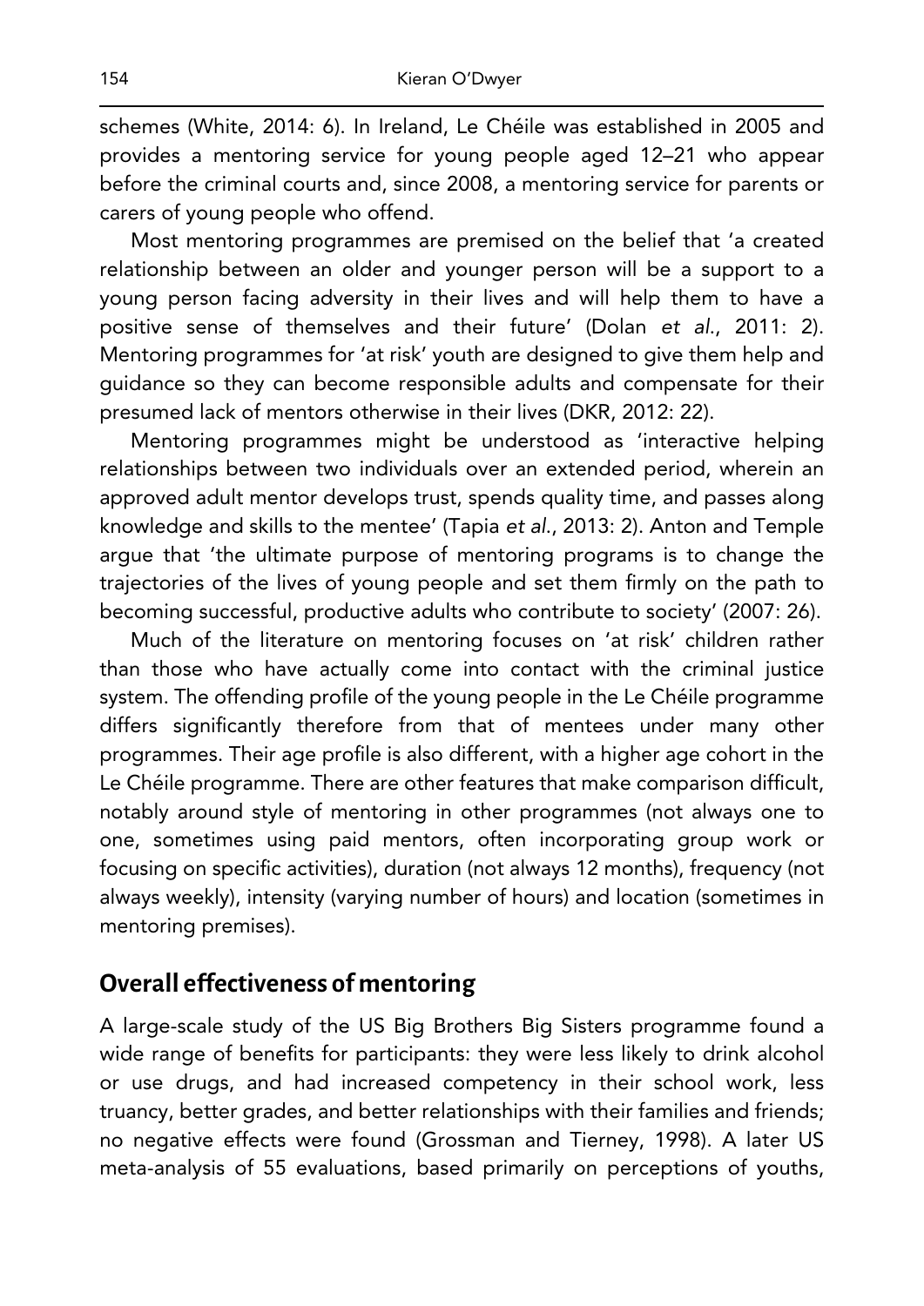schemes (White, 2014: 6). In Ireland, Le Chéile was established in 2005 and provides a mentoring service for young people aged 12–21 who appear before the criminal courts and, since 2008, a mentoring service for parents or carers of young people who offend.

Most mentoring programmes are premised on the belief that 'a created relationship between an older and younger person will be a support to a young person facing adversity in their lives and will help them to have a positive sense of themselves and their future' (Dolan *et al.*, 2011: 2). Mentoring programmes for 'at risk' youth are designed to give them help and guidance so they can become responsible adults and compensate for their presumed lack of mentors otherwise in their lives (DKR, 2012: 22).

Mentoring programmes might be understood as 'interactive helping relationships between two individuals over an extended period, wherein an approved adult mentor develops trust, spends quality time, and passes along knowledge and skills to the mentee' (Tapia *et al.*, 2013: 2). Anton and Temple argue that 'the ultimate purpose of mentoring programs is to change the trajectories of the lives of young people and set them firmly on the path to becoming successful, productive adults who contribute to society' (2007: 26).

Much of the literature on mentoring focuses on 'at risk' children rather than those who have actually come into contact with the criminal justice system. The offending profile of the young people in the Le Chéile programme differs significantly therefore from that of mentees under many other programmes. Their age profile is also different, with a higher age cohort in the Le Chéile programme. There are other features that make comparison difficult, notably around style of mentoring in other programmes (not always one to one, sometimes using paid mentors, often incorporating group work or focusing on specific activities), duration (not always 12 months), frequency (not always weekly), intensity (varying number of hours) and location (sometimes in mentoring premises).

## Overall effectiveness of mentoring

A large-scale study of the US Big Brothers Big Sisters programme found a wide range of benefits for participants: they were less likely to drink alcohol or use drugs, and had increased competency in their school work, less truancy, better grades, and better relationships with their families and friends; no negative effects were found (Grossman and Tierney, 1998). A later US meta-analysis of 55 evaluations, based primarily on perceptions of youths,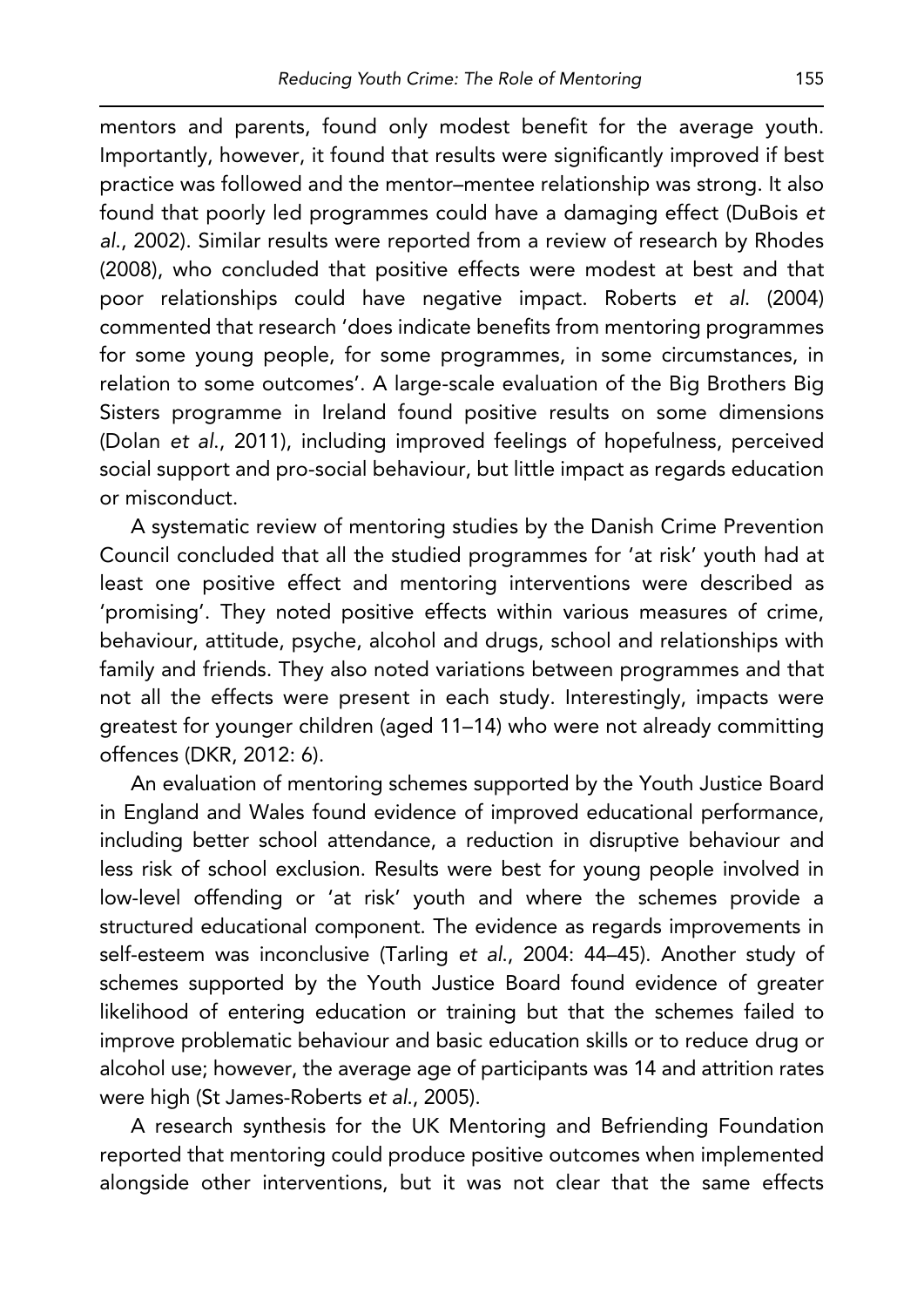mentors and parents, found only modest benefit for the average youth. Importantly, however, it found that results were significantly improved if best practice was followed and the mentor–mentee relationship was strong. It also found that poorly led programmes could have a damaging effect (DuBois *et al*., 2002). Similar results were reported from a review of research by Rhodes (2008), who concluded that positive effects were modest at best and that poor relationships could have negative impact. Roberts *et al*. (2004) commented that research 'does indicate benefits from mentoring programmes for some young people, for some programmes, in some circumstances, in relation to some outcomes'. A large-scale evaluation of the Big Brothers Big Sisters programme in Ireland found positive results on some dimensions (Dolan *et al*., 2011), including improved feelings of hopefulness, perceived social support and pro-social behaviour, but little impact as regards education or misconduct.

A systematic review of mentoring studies by the Danish Crime Prevention Council concluded that all the studied programmes for 'at risk' youth had at least one positive effect and mentoring interventions were described as 'promising'. They noted positive effects within various measures of crime, behaviour, attitude, psyche, alcohol and drugs, school and relationships with family and friends. They also noted variations between programmes and that not all the effects were present in each study. Interestingly, impacts were greatest for younger children (aged 11–14) who were not already committing offences (DKR, 2012: 6).

An evaluation of mentoring schemes supported by the Youth Justice Board in England and Wales found evidence of improved educational performance, including better school attendance, a reduction in disruptive behaviour and less risk of school exclusion. Results were best for young people involved in low-level offending or 'at risk' youth and where the schemes provide a structured educational component. The evidence as regards improvements in self-esteem was inconclusive (Tarling *et al*., 2004: 44–45). Another study of schemes supported by the Youth Justice Board found evidence of greater likelihood of entering education or training but that the schemes failed to improve problematic behaviour and basic education skills or to reduce drug or alcohol use; however, the average age of participants was 14 and attrition rates were high (St James-Roberts *et al*., 2005).

A research synthesis for the UK Mentoring and Befriending Foundation reported that mentoring could produce positive outcomes when implemented alongside other interventions, but it was not clear that the same effects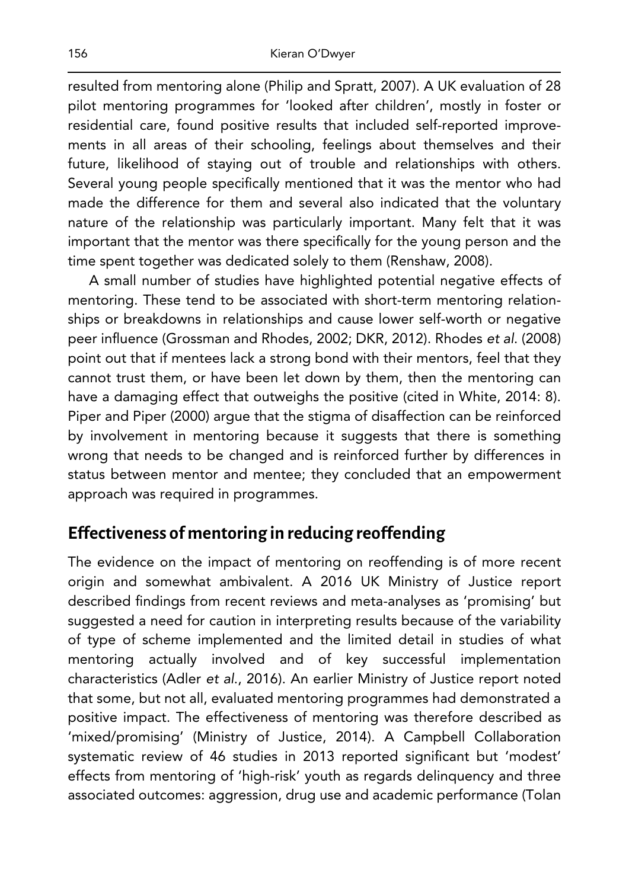resulted from mentoring alone (Philip and Spratt, 2007). A UK evaluation of 28 pilot mentoring programmes for 'looked after children', mostly in foster or residential care, found positive results that included self-reported improvements in all areas of their schooling, feelings about themselves and their future, likelihood of staying out of trouble and relationships with others. Several young people specifically mentioned that it was the mentor who had made the difference for them and several also indicated that the voluntary nature of the relationship was particularly important. Many felt that it was important that the mentor was there specifically for the young person and the time spent together was dedicated solely to them (Renshaw, 2008).

A small number of studies have highlighted potential negative effects of mentoring. These tend to be associated with short-term mentoring relationships or breakdowns in relationships and cause lower self-worth or negative peer influence (Grossman and Rhodes, 2002; DKR, 2012). Rhodes *et al.* (2008) point out that if mentees lack a strong bond with their mentors, feel that they cannot trust them, or have been let down by them, then the mentoring can have a damaging effect that outweighs the positive (cited in White, 2014: 8). Piper and Piper (2000) argue that the stigma of disaffection can be reinforced by involvement in mentoring because it suggests that there is something wrong that needs to be changed and is reinforced further by differences in status between mentor and mentee; they concluded that an empowerment approach was required in programmes.

## Effectiveness of mentoring in reducing reoffending

The evidence on the impact of mentoring on reoffending is of more recent origin and somewhat ambivalent. A 2016 UK Ministry of Justice report described findings from recent reviews and meta-analyses as 'promising' but suggested a need for caution in interpreting results because of the variability of type of scheme implemented and the limited detail in studies of what mentoring actually involved and of key successful implementation characteristics (Adler *et al.*, 2016). An earlier Ministry of Justice report noted that some, but not all, evaluated mentoring programmes had demonstrated a positive impact. The effectiveness of mentoring was therefore described as 'mixed/promising' (Ministry of Justice, 2014). A Campbell Collaboration systematic review of 46 studies in 2013 reported significant but 'modest' effects from mentoring of 'high-risk' youth as regards delinquency and three associated outcomes: aggression, drug use and academic performance (Tolan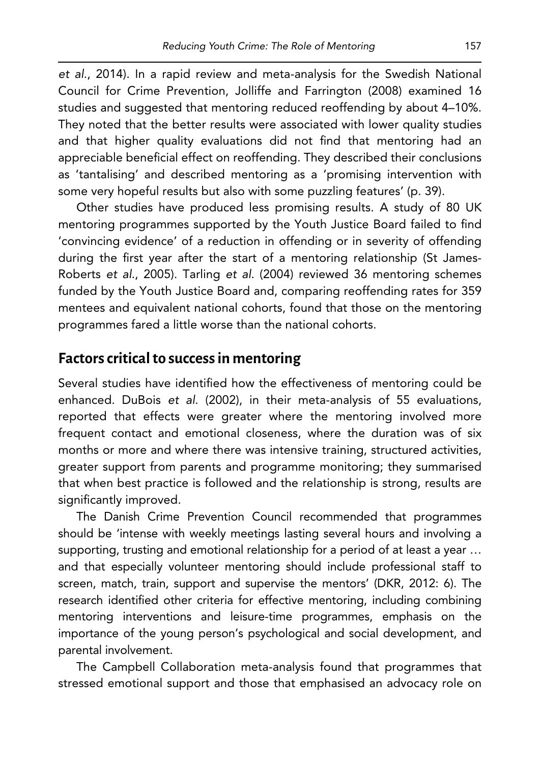*et al.*, 2014). In a rapid review and meta-analysis for the Swedish National Council for Crime Prevention, Jolliffe and Farrington (2008) examined 16 studies and suggested that mentoring reduced reoffending by about 4–10%. They noted that the better results were associated with lower quality studies and that higher quality evaluations did not find that mentoring had an appreciable beneficial effect on reoffending. They described their conclusions as 'tantalising' and described mentoring as a 'promising intervention with some very hopeful results but also with some puzzling features' (p. 39).

Other studies have produced less promising results. A study of 80 UK mentoring programmes supported by the Youth Justice Board failed to find 'convincing evidence' of a reduction in offending or in severity of offending during the first year after the start of a mentoring relationship (St James-Roberts *et al.*, 2005). Tarling *et al.* (2004) reviewed 36 mentoring schemes funded by the Youth Justice Board and, comparing reoffending rates for 359 mentees and equivalent national cohorts, found that those on the mentoring programmes fared a little worse than the national cohorts.

## Factors critical to success in mentoring

Several studies have identified how the effectiveness of mentoring could be enhanced. DuBois *et al.* (2002), in their meta-analysis of 55 evaluations, reported that effects were greater where the mentoring involved more frequent contact and emotional closeness, where the duration was of six months or more and where there was intensive training, structured activities, greater support from parents and programme monitoring; they summarised that when best practice is followed and the relationship is strong, results are significantly improved.

The Danish Crime Prevention Council recommended that programmes should be 'intense with weekly meetings lasting several hours and involving a supporting, trusting and emotional relationship for a period of at least a year … and that especially volunteer mentoring should include professional staff to screen, match, train, support and supervise the mentors' (DKR, 2012: 6). The research identified other criteria for effective mentoring, including combining mentoring interventions and leisure-time programmes, emphasis on the importance of the young person's psychological and social development, and parental involvement.

The Campbell Collaboration meta-analysis found that programmes that stressed emotional support and those that emphasised an advocacy role on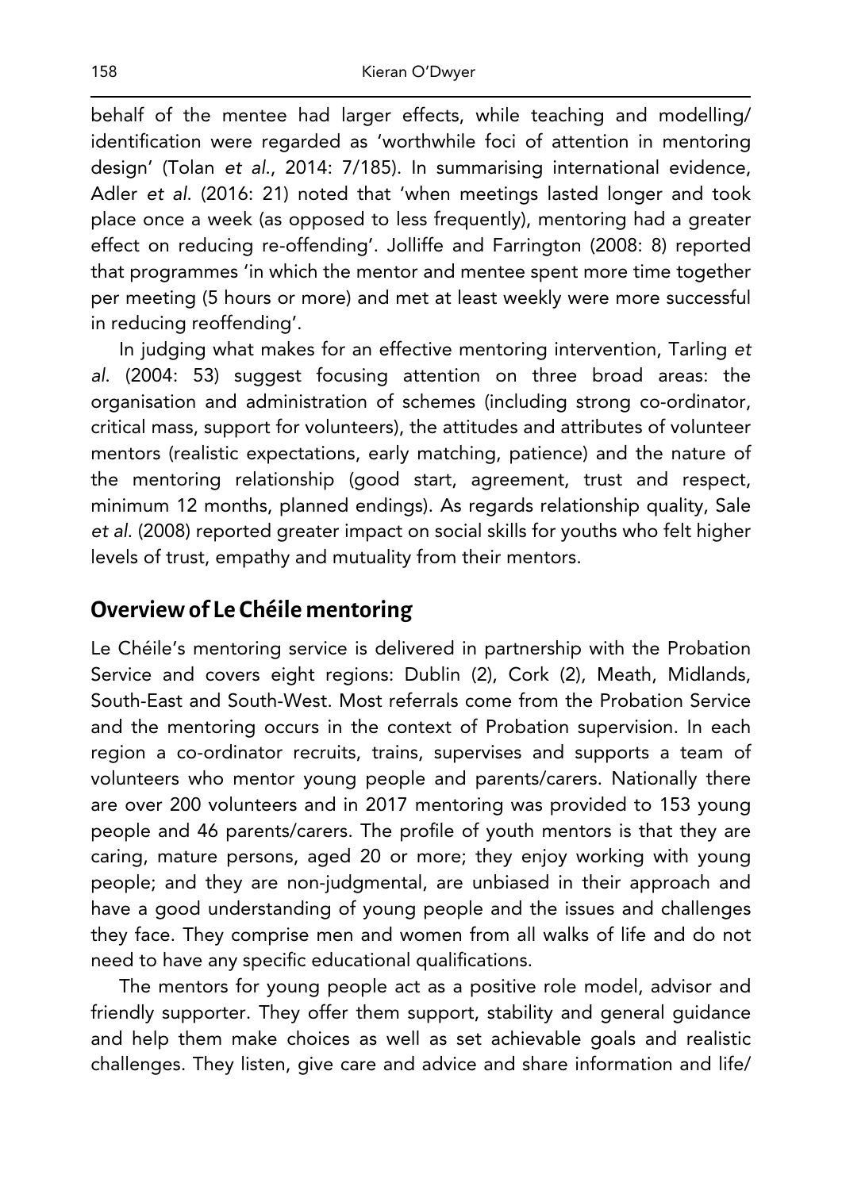behalf of the mentee had larger effects, while teaching and modelling/ identification were regarded as 'worthwhile foci of attention in mentoring design' (Tolan *et al*., 2014: 7/185). In summarising international evidence, Adler *et al*. (2016: 21) noted that 'when meetings lasted longer and took place once a week (as opposed to less frequently), mentoring had a greater effect on reducing re-offending'. Jolliffe and Farrington (2008: 8) reported that programmes 'in which the mentor and mentee spent more time together per meeting (5 hours or more) and met at least weekly were more successful in reducing reoffending'.

In judging what makes for an effective mentoring intervention, Tarling *et al*. (2004: 53) suggest focusing attention on three broad areas: the organisation and administration of schemes (including strong co-ordinator, critical mass, support for volunteers), the attitudes and attributes of volunteer mentors (realistic expectations, early matching, patience) and the nature of the mentoring relationship (good start, agreement, trust and respect, minimum 12 months, planned endings). As regards relationship quality, Sale *et al*. (2008) reported greater impact on social skills for youths who felt higher levels of trust, empathy and mutuality from their mentors.

## Overview of Le Chéile mentoring

Le Chéile's mentoring service is delivered in partnership with the Probation Service and covers eight regions: Dublin (2), Cork (2), Meath, Midlands, South-East and South-West. Most referrals come from the Probation Service and the mentoring occurs in the context of Probation supervision. In each region a co-ordinator recruits, trains, supervises and supports a team of volunteers who mentor young people and parents/carers. Nationally there are over 200 volunteers and in 2017 mentoring was provided to 153 young people and 46 parents/carers. The profile of youth mentors is that they are caring, mature persons, aged 20 or more; they enjoy working with young people; and they are non-judgmental, are unbiased in their approach and have a good understanding of young people and the issues and challenges they face. They comprise men and women from all walks of life and do not need to have any specific educational qualifications.

The mentors for young people act as a positive role model, advisor and friendly supporter. They offer them support, stability and general guidance and help them make choices as well as set achievable goals and realistic challenges. They listen, give care and advice and share information and life/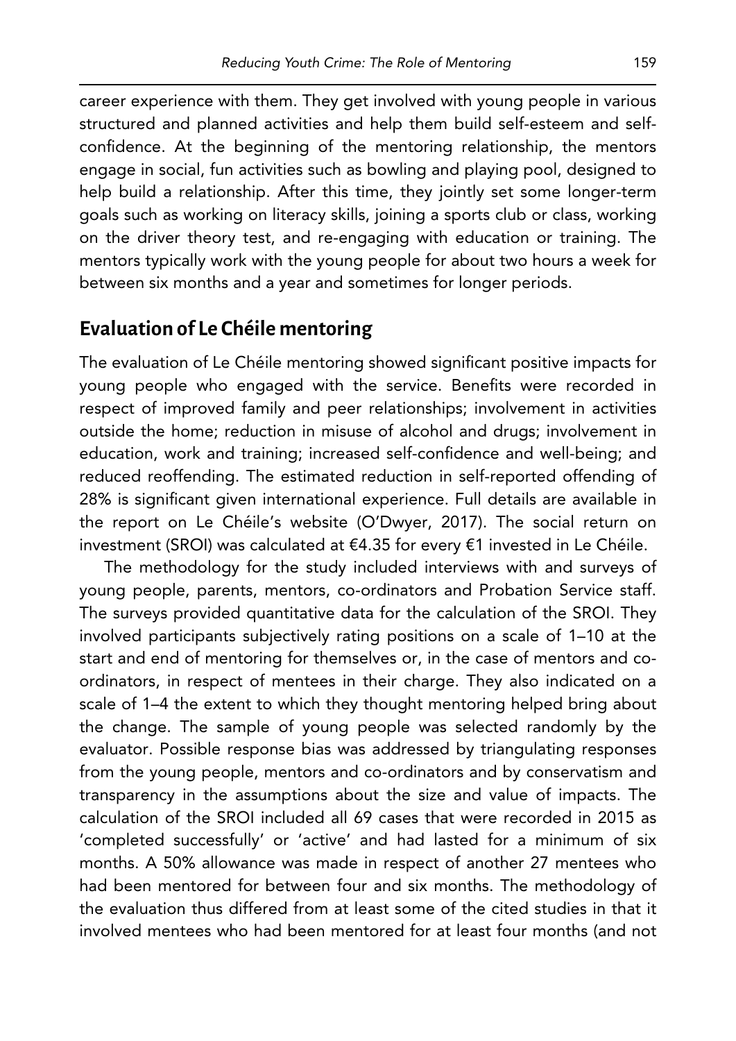career experience with them. They get involved with young people in various structured and planned activities and help them build self-esteem and self-confidence. At the beginning of the mentoring relationship, the mentors engage in social, fun activities such as bowling and playing pool, designed to help build a relationship. After this time, they jointly set some longer-term goals such as working on literacy skills, joining a sports club or class, working on the driver theory test, and re-engaging with education or training. The mentors typically work with the young people for about two hours a week for between six months and a year and sometimes for longer periods.

## Evaluation of Le Chéile mentoring

The evaluation of Le Chéile mentoring showed significant positive impacts for young people who engaged with the service. Benefits were recorded in respect of improved family and peer relationships; involvement in activities outside the home; reduction in misuse of alcohol and drugs; involvement in education, work and training; increased self-confidence and well-being; and reduced reoffending. The estimated reduction in self-reported offending of 28% is significant given international experience. Full details are available in the report on Le Chéile's website (O'Dwyer, 2017). The social return on investment (SROI) was calculated at €4.35 for every €1 invested in Le Chéile.

The methodology for the study included interviews with and surveys of young people, parents, mentors, co-ordinators and Probation Service staff. The surveys provided quantitative data for the calculation of the SROI. They involved participants subjectively rating positions on a scale of 1–10 at the start and end of mentoring for themselves or, in the case of mentors and co-ordinators, in respect of mentees in their charge. They also indicated on a scale of 1–4 the extent to which they thought mentoring helped bring about the change. The sample of young people was selected randomly by the evaluator. Possible response bias was addressed by triangulating responses from the young people, mentors and co-ordinators and by conservatism and transparency in the assumptions about the size and value of impacts. The calculation of the SROI included all 69 cases that were recorded in 2015 as 'completed successfully' or 'active' and had lasted for a minimum of six months. A 50% allowance was made in respect of another 27 mentees who had been mentored for between four and six months. The methodology of the evaluation thus differed from at least some of the cited studies in that it involved mentees who had been mentored for at least four months (and not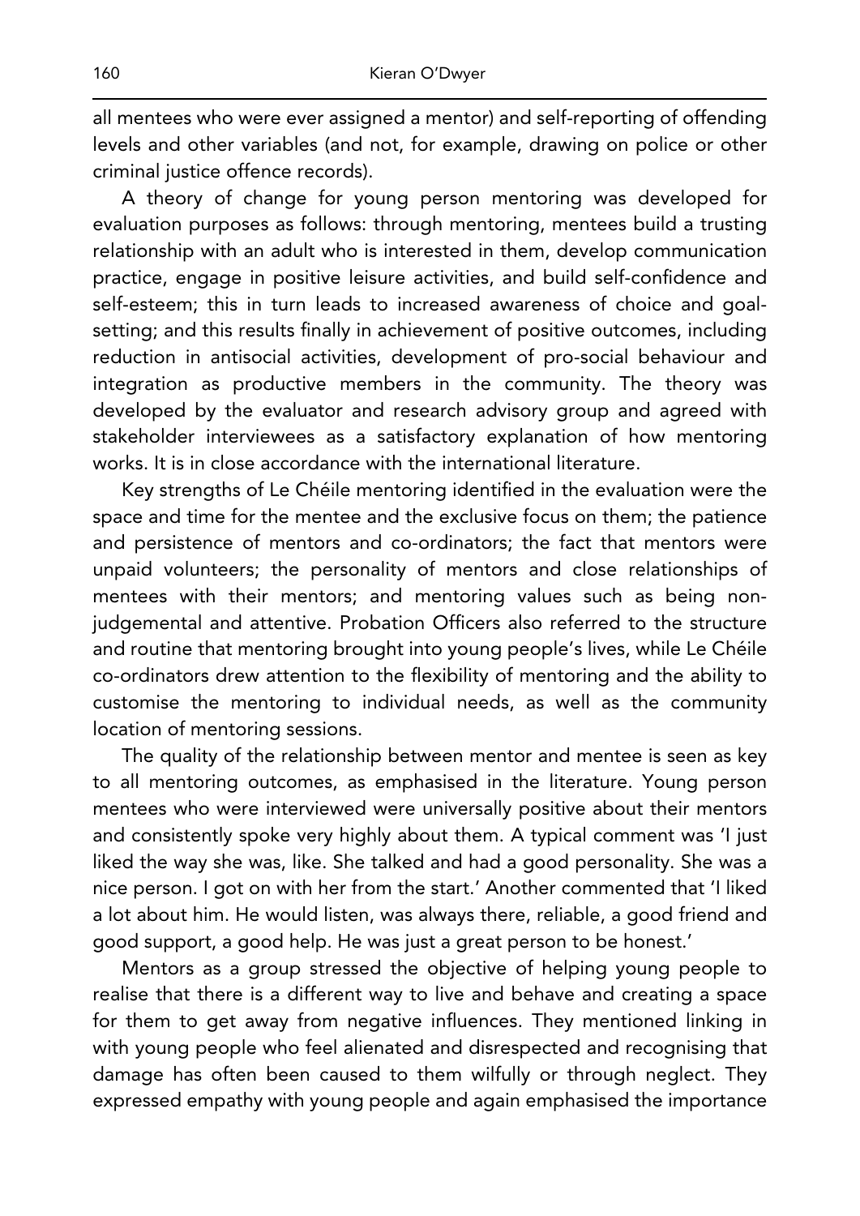all mentees who were ever assigned a mentor) and self-reporting of offending levels and other variables (and not, for example, drawing on police or other criminal justice offence records).

A theory of change for young person mentoring was developed for evaluation purposes as follows: through mentoring, mentees build a trusting relationship with an adult who is interested in them, develop communication practice, engage in positive leisure activities, and build self-confidence and self-esteem; this in turn leads to increased awareness of choice and goal-setting; and this results finally in achievement of positive outcomes, including reduction in antisocial activities, development of pro-social behaviour and integration as productive members in the community. The theory was developed by the evaluator and research advisory group and agreed with stakeholder interviewees as a satisfactory explanation of how mentoring works. It is in close accordance with the international literature.

Key strengths of Le Chéile mentoring identified in the evaluation were the space and time for the mentee and the exclusive focus on them; the patience and persistence of mentors and co-ordinators; the fact that mentors were unpaid volunteers; the personality of mentors and close relationships of mentees with their mentors; and mentoring values such as being non-judgemental and attentive. Probation Officers also referred to the structure and routine that mentoring brought into young people's lives, while Le Chéile co-ordinators drew attention to the flexibility of mentoring and the ability to customise the mentoring to individual needs, as well as the community location of mentoring sessions.

The quality of the relationship between mentor and mentee is seen as key to all mentoring outcomes, as emphasised in the literature. Young person mentees who were interviewed were universally positive about their mentors and consistently spoke very highly about them. A typical comment was 'I just liked the way she was, like. She talked and had a good personality. She was a nice person. I got on with her from the start.' Another commented that 'I liked a lot about him. He would listen, was always there, reliable, a good friend and good support, a good help. He was just a great person to be honest.'

Mentors as a group stressed the objective of helping young people to realise that there is a different way to live and behave and creating a space for them to get away from negative influences. They mentioned linking in with young people who feel alienated and disrespected and recognising that damage has often been caused to them wilfully or through neglect. They expressed empathy with young people and again emphasised the importance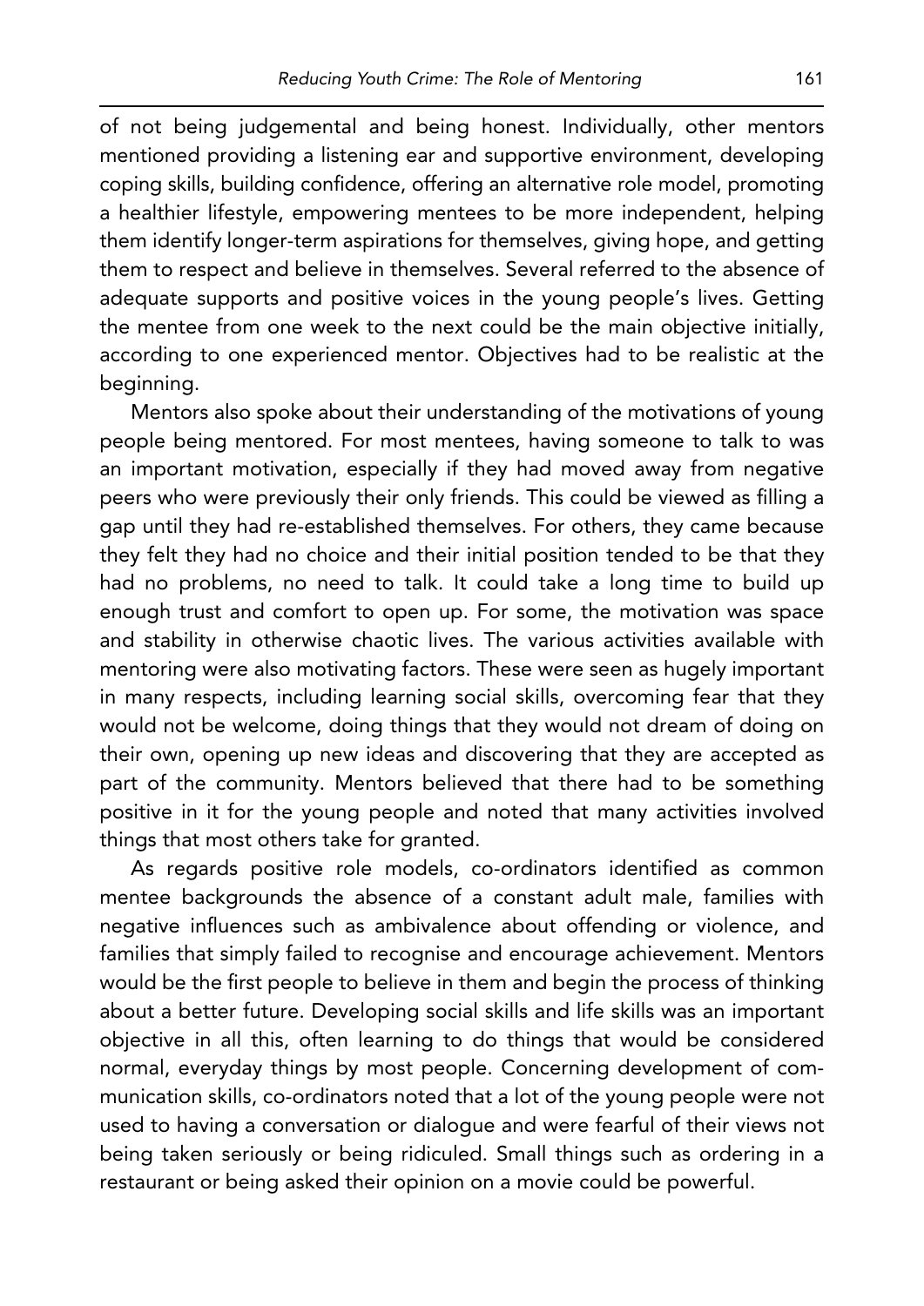of not being judgemental and being honest. Individually, other mentors mentioned providing a listening ear and supportive environment, developing coping skills, building confidence, offering an alternative role model, promoting a healthier lifestyle, empowering mentees to be more independent, helping them identify longer-term aspirations for themselves, giving hope, and getting them to respect and believe in themselves. Several referred to the absence of adequate supports and positive voices in the young people's lives. Getting the mentee from one week to the next could be the main objective initially, according to one experienced mentor. Objectives had to be realistic at the beginning.

Mentors also spoke about their understanding of the motivations of young people being mentored. For most mentees, having someone to talk to was an important motivation, especially if they had moved away from negative peers who were previously their only friends. This could be viewed as filling a gap until they had re-established themselves. For others, they came because they felt they had no choice and their initial position tended to be that they had no problems, no need to talk. It could take a long time to build up enough trust and comfort to open up. For some, the motivation was space and stability in otherwise chaotic lives. The various activities available with mentoring were also motivating factors. These were seen as hugely important in many respects, including learning social skills, overcoming fear that they would not be welcome, doing things that they would not dream of doing on their own, opening up new ideas and discovering that they are accepted as part of the community. Mentors believed that there had to be something positive in it for the young people and noted that many activities involved things that most others take for granted.

As regards positive role models, co-ordinators identified as common mentee backgrounds the absence of a constant adult male, families with negative influences such as ambivalence about offending or violence, and families that simply failed to recognise and encourage achievement. Mentors would be the first people to believe in them and begin the process of thinking about a better future. Developing social skills and life skills was an important objective in all this, often learning to do things that would be considered normal, everyday things by most people. Concerning development of communication skills, co-ordinators noted that a lot of the young people were not used to having a conversation or dialogue and were fearful of their views not being taken seriously or being ridiculed. Small things such as ordering in a restaurant or being asked their opinion on a movie could be powerful.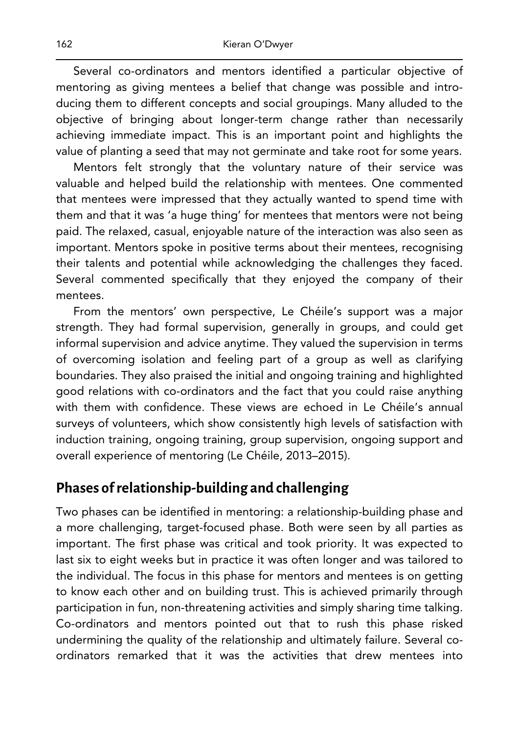Several co-ordinators and mentors identified a particular objective of mentoring as giving mentees a belief that change was possible and introducing them to different concepts and social groupings. Many alluded to the objective of bringing about longer-term change rather than necessarily achieving immediate impact. This is an important point and highlights the value of planting a seed that may not germinate and take root for some years.

Mentors felt strongly that the voluntary nature of their service was valuable and helped build the relationship with mentees. One commented that mentees were impressed that they actually wanted to spend time with them and that it was 'a huge thing' for mentees that mentors were not being paid. The relaxed, casual, enjoyable nature of the interaction was also seen as important. Mentors spoke in positive terms about their mentees, recognising their talents and potential while acknowledging the challenges they faced. Several commented specifically that they enjoyed the company of their mentees.

From the mentors' own perspective, Le Chéile's support was a major strength. They had formal supervision, generally in groups, and could get informal supervision and advice anytime. They valued the supervision in terms of overcoming isolation and feeling part of a group as well as clarifying boundaries. They also praised the initial and ongoing training and highlighted good relations with co-ordinators and the fact that you could raise anything with them with confidence. These views are echoed in Le Chéile's annual surveys of volunteers, which show consistently high levels of satisfaction with induction training, ongoing training, group supervision, ongoing support and overall experience of mentoring (Le Chéile, 2013–2015).

## Phases of relationship-building and challenging

Two phases can be identified in mentoring: a relationship-building phase and a more challenging, target-focused phase. Both were seen by all parties as important. The first phase was critical and took priority. It was expected to last six to eight weeks but in practice it was often longer and was tailored to the individual. The focus in this phase for mentors and mentees is on getting to know each other and on building trust. This is achieved primarily through participation in fun, non-threatening activities and simply sharing time talking. Co-ordinators and mentors pointed out that to rush this phase risked undermining the quality of the relationship and ultimately failure. Several co-ordinators remarked that it was the activities that drew mentees into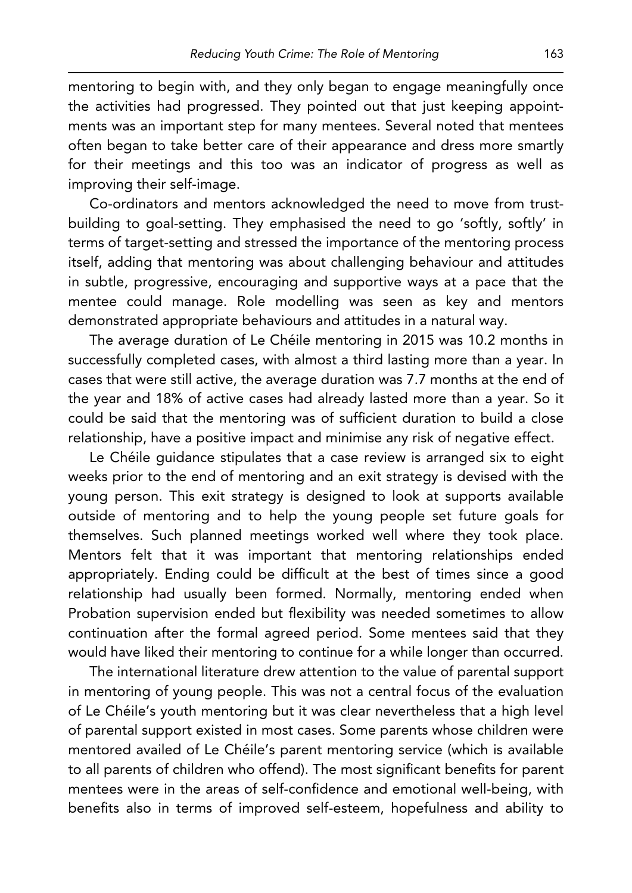mentoring to begin with, and they only began to engage meaningfully once the activities had progressed. They pointed out that just keeping appointments was an important step for many mentees. Several noted that mentees often began to take better care of their appearance and dress more smartly for their meetings and this too was an indicator of progress as well as improving their self-image.

Co-ordinators and mentors acknowledged the need to move from trust-building to goal-setting. They emphasised the need to go 'softly, softly' in terms of target-setting and stressed the importance of the mentoring process itself, adding that mentoring was about challenging behaviour and attitudes in subtle, progressive, encouraging and supportive ways at a pace that the mentee could manage. Role modelling was seen as key and mentors demonstrated appropriate behaviours and attitudes in a natural way.

The average duration of Le Chéile mentoring in 2015 was 10.2 months in successfully completed cases, with almost a third lasting more than a year. In cases that were still active, the average duration was 7.7 months at the end of the year and 18% of active cases had already lasted more than a year. So it could be said that the mentoring was of sufficient duration to build a close relationship, have a positive impact and minimise any risk of negative effect.

Le Chéile guidance stipulates that a case review is arranged six to eight weeks prior to the end of mentoring and an exit strategy is devised with the young person. This exit strategy is designed to look at supports available outside of mentoring and to help the young people set future goals for themselves. Such planned meetings worked well where they took place. Mentors felt that it was important that mentoring relationships ended appropriately. Ending could be difficult at the best of times since a good relationship had usually been formed. Normally, mentoring ended when Probation supervision ended but flexibility was needed sometimes to allow continuation after the formal agreed period. Some mentees said that they would have liked their mentoring to continue for a while longer than occurred.

The international literature drew attention to the value of parental support in mentoring of young people. This was not a central focus of the evaluation of Le Chéile's youth mentoring but it was clear nevertheless that a high level of parental support existed in most cases. Some parents whose children were mentored availed of Le Chéile's parent mentoring service (which is available to all parents of children who offend). The most significant benefits for parent mentees were in the areas of self-confidence and emotional well-being, with benefits also in terms of improved self-esteem, hopefulness and ability to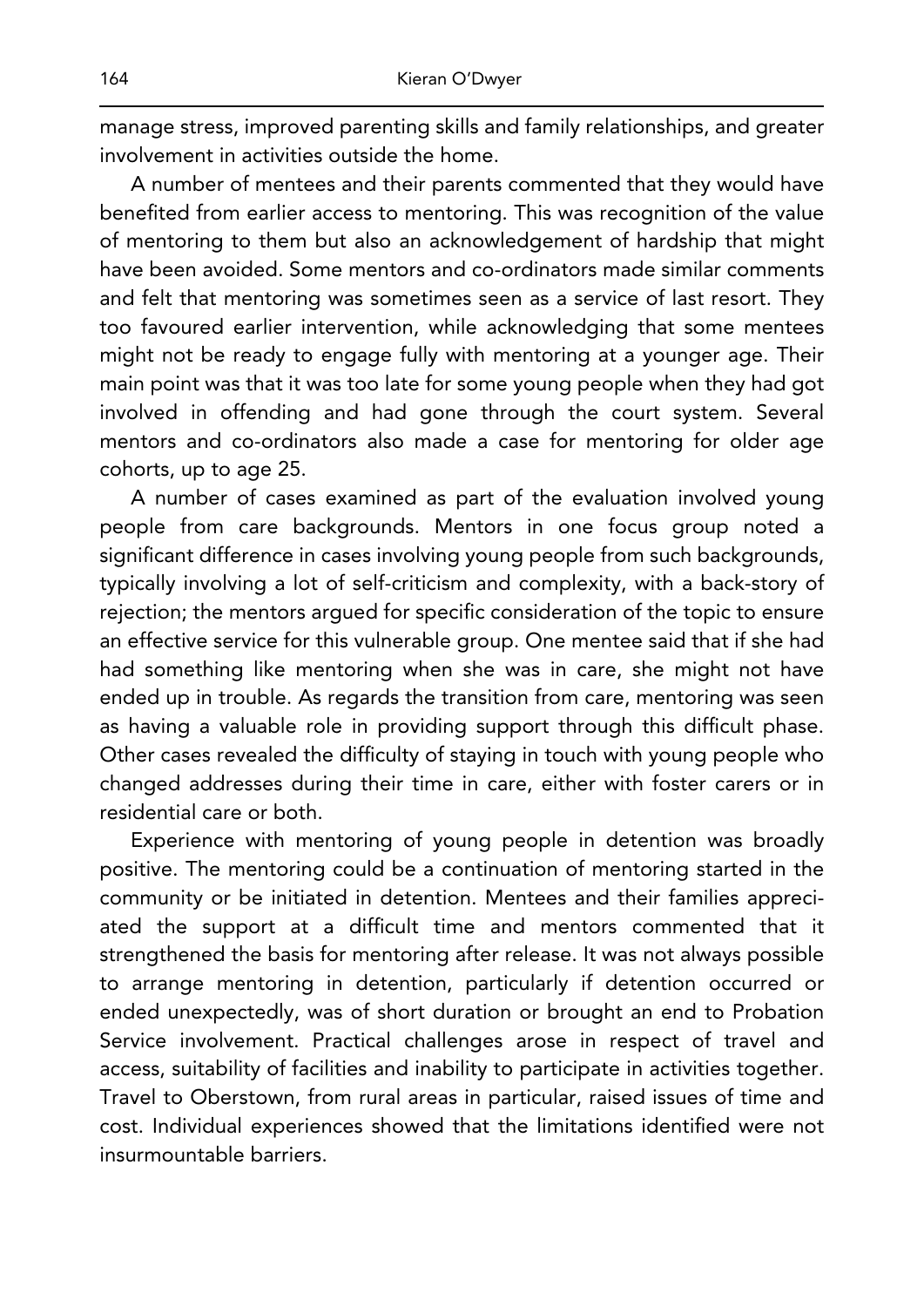manage stress, improved parenting skills and family relationships, and greater involvement in activities outside the home.

A number of mentees and their parents commented that they would have benefited from earlier access to mentoring. This was recognition of the value of mentoring to them but also an acknowledgement of hardship that might have been avoided. Some mentors and co-ordinators made similar comments and felt that mentoring was sometimes seen as a service of last resort. They too favoured earlier intervention, while acknowledging that some mentees might not be ready to engage fully with mentoring at a younger age. Their main point was that it was too late for some young people when they had got involved in offending and had gone through the court system. Several mentors and co-ordinators also made a case for mentoring for older age cohorts, up to age 25.

A number of cases examined as part of the evaluation involved young people from care backgrounds. Mentors in one focus group noted a significant difference in cases involving young people from such backgrounds, typically involving a lot of self-criticism and complexity, with a back-story of rejection; the mentors argued for specific consideration of the topic to ensure an effective service for this vulnerable group. One mentee said that if she had had something like mentoring when she was in care, she might not have ended up in trouble. As regards the transition from care, mentoring was seen as having a valuable role in providing support through this difficult phase. Other cases revealed the difficulty of staying in touch with young people who changed addresses during their time in care, either with foster carers or in residential care or both.

Experience with mentoring of young people in detention was broadly positive. The mentoring could be a continuation of mentoring started in the community or be initiated in detention. Mentees and their families appreciated the support at a difficult time and mentors commented that it strengthened the basis for mentoring after release. It was not always possible to arrange mentoring in detention, particularly if detention occurred or ended unexpectedly, was of short duration or brought an end to Probation Service involvement. Practical challenges arose in respect of travel and access, suitability of facilities and inability to participate in activities together. Travel to Oberstown, from rural areas in particular, raised issues of time and cost. Individual experiences showed that the limitations identified were not insurmountable barriers.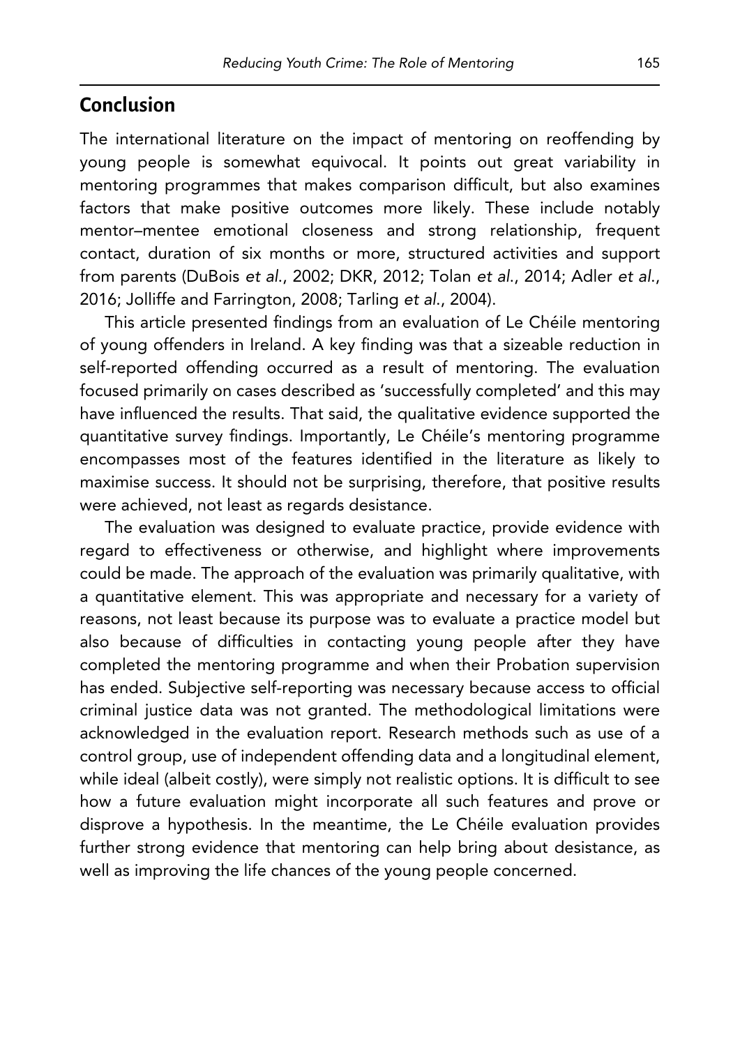## Conclusion

The international literature on the impact of mentoring on reoffending by young people is somewhat equivocal. It points out great variability in mentoring programmes that makes comparison difficult, but also examines factors that make positive outcomes more likely. These include notably mentor–mentee emotional closeness and strong relationship, frequent contact, duration of six months or more, structured activities and support from parents (DuBois *et al.*, 2002; DKR, 2012; Tolan *et al.*, 2014; Adler *et al.*, 2016; Jolliffe and Farrington, 2008; Tarling *et al.*, 2004).

This article presented findings from an evaluation of Le Chéile mentoring of young offenders in Ireland. A key finding was that a sizeable reduction in self-reported offending occurred as a result of mentoring. The evaluation focused primarily on cases described as 'successfully completed' and this may have influenced the results. That said, the qualitative evidence supported the quantitative survey findings. Importantly, Le Chéile's mentoring programme encompasses most of the features identified in the literature as likely to maximise success. It should not be surprising, therefore, that positive results were achieved, not least as regards desistance.

The evaluation was designed to evaluate practice, provide evidence with regard to effectiveness or otherwise, and highlight where improvements could be made. The approach of the evaluation was primarily qualitative, with a quantitative element. This was appropriate and necessary for a variety of reasons, not least because its purpose was to evaluate a practice model but also because of difficulties in contacting young people after they have completed the mentoring programme and when their Probation supervision has ended. Subjective self-reporting was necessary because access to official criminal justice data was not granted. The methodological limitations were acknowledged in the evaluation report. Research methods such as use of a control group, use of independent offending data and a longitudinal element, while ideal (albeit costly), were simply not realistic options. It is difficult to see how a future evaluation might incorporate all such features and prove or disprove a hypothesis. In the meantime, the Le Chéile evaluation provides further strong evidence that mentoring can help bring about desistance, as well as improving the life chances of the young people concerned.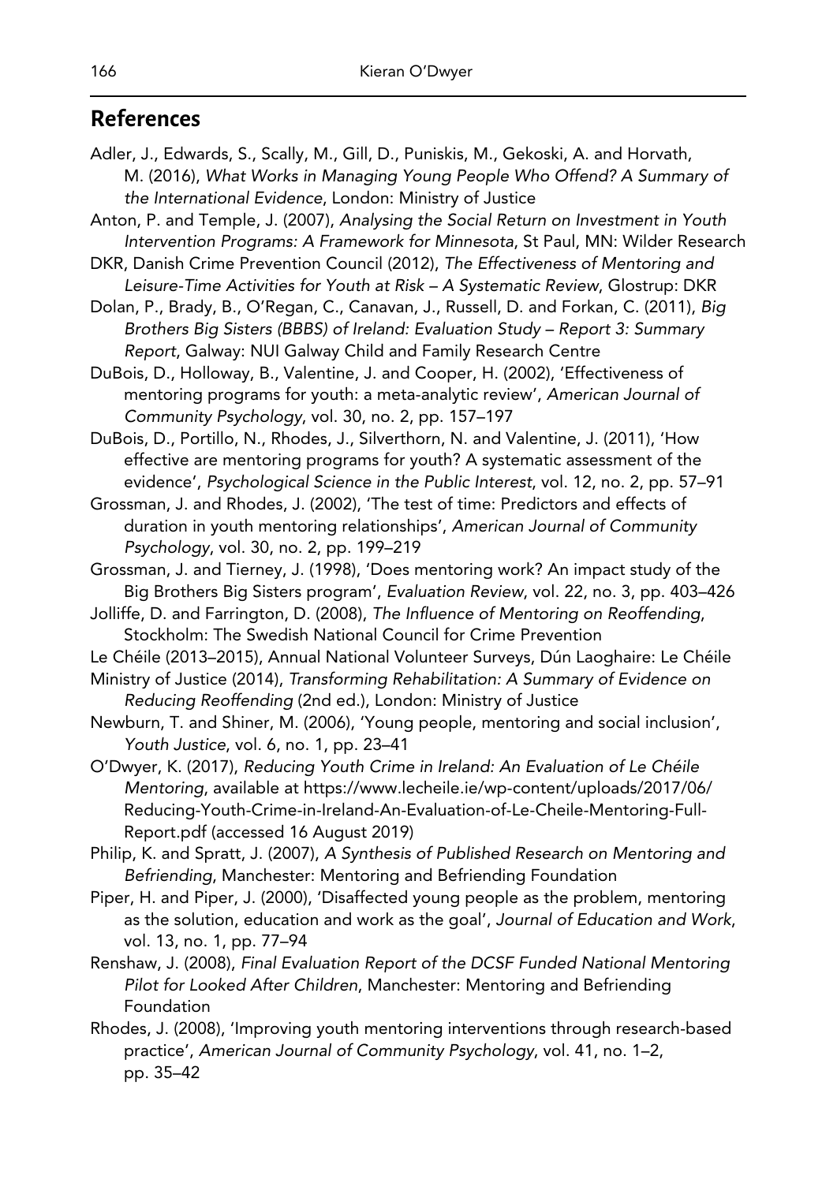## References

Adler, J., Edwards, S., Scally, M., Gill, D., Puniskis, M., Gekoski, A. and Horvath, M. (2016), *What Works in Managing Young People Who Offend? A Summary of the International Evidence*, London: Ministry of Justice

Anton, P. and Temple, J. (2007), *Analysing the Social Return on Investment in Youth Intervention Programs: A Framework for Minnesota*, St Paul, MN: Wilder Research

DKR, Danish Crime Prevention Council (2012), *The Effectiveness of Mentoring and Leisure-Time Activities for Youth at Risk – A Systematic Review*, Glostrup: DKR

Dolan, P., Brady, B., O'Regan, C., Canavan, J., Russell, D. and Forkan, C. (2011), *Big Brothers Big Sisters (BBBS) of Ireland: Evaluation Study – Report 3: Summary Report*, Galway: NUI Galway Child and Family Research Centre

DuBois, D., Holloway, B., Valentine, J. and Cooper, H. (2002), 'Effectiveness of mentoring programs for youth: a meta-analytic review', *American Journal of Community Psychology*, vol. 30, no. 2, pp. 157–197

DuBois, D., Portillo, N., Rhodes, J., Silverthorn, N. and Valentine, J. (2011), 'How effective are mentoring programs for youth? A systematic assessment of the evidence', *Psychological Science in the Public Interest*, vol. 12, no. 2, pp. 57–91

Grossman, J. and Rhodes, J. (2002), 'The test of time: Predictors and effects of duration in youth mentoring relationships', *American Journal of Community Psychology*, vol. 30, no. 2, pp. 199–219

Grossman, J. and Tierney, J. (1998), 'Does mentoring work? An impact study of the Big Brothers Big Sisters program', *Evaluation Review*, vol. 22, no. 3, pp. 403–426

Jolliffe, D. and Farrington, D. (2008), *The Influence of Mentoring on Reoffending*, Stockholm: The Swedish National Council for Crime Prevention

Le Chéile (2013–2015), Annual National Volunteer Surveys, Dún Laoghaire: Le Chéile

Ministry of Justice (2014), *Transforming Rehabilitation: A Summary of Evidence on Reducing Reoffending* (2nd ed.), London: Ministry of Justice

Newburn, T. and Shiner, M. (2006), 'Young people, mentoring and social inclusion', *Youth Justice*, vol. 6, no. 1, pp. 23–41

O'Dwyer, K. (2017), *Reducing Youth Crime in Ireland: An Evaluation of Le Chéile Mentoring*, available at https://www.lecheile.ie/wp-content/uploads/2017/06/Reducing-Youth-Crime-in-Ireland-An-Evaluation-of-Le-Cheile-Mentoring-Full-Report.pdf (accessed 16 August 2019)

Philip, K. and Spratt, J. (2007), *A Synthesis of Published Research on Mentoring and Befriending*, Manchester: Mentoring and Befriending Foundation

Piper, H. and Piper, J. (2000), 'Disaffected young people as the problem, mentoring as the solution, education and work as the goal', *Journal of Education and Work*, vol. 13, no. 1, pp. 77–94

Renshaw, J. (2008), *Final Evaluation Report of the DCSF Funded National Mentoring Pilot for Looked After Children*, Manchester: Mentoring and Befriending Foundation

Rhodes, J. (2008), 'Improving youth mentoring interventions through research-based practice', *American Journal of Community Psychology*, vol. 41, no. 1–2, pp. 35–42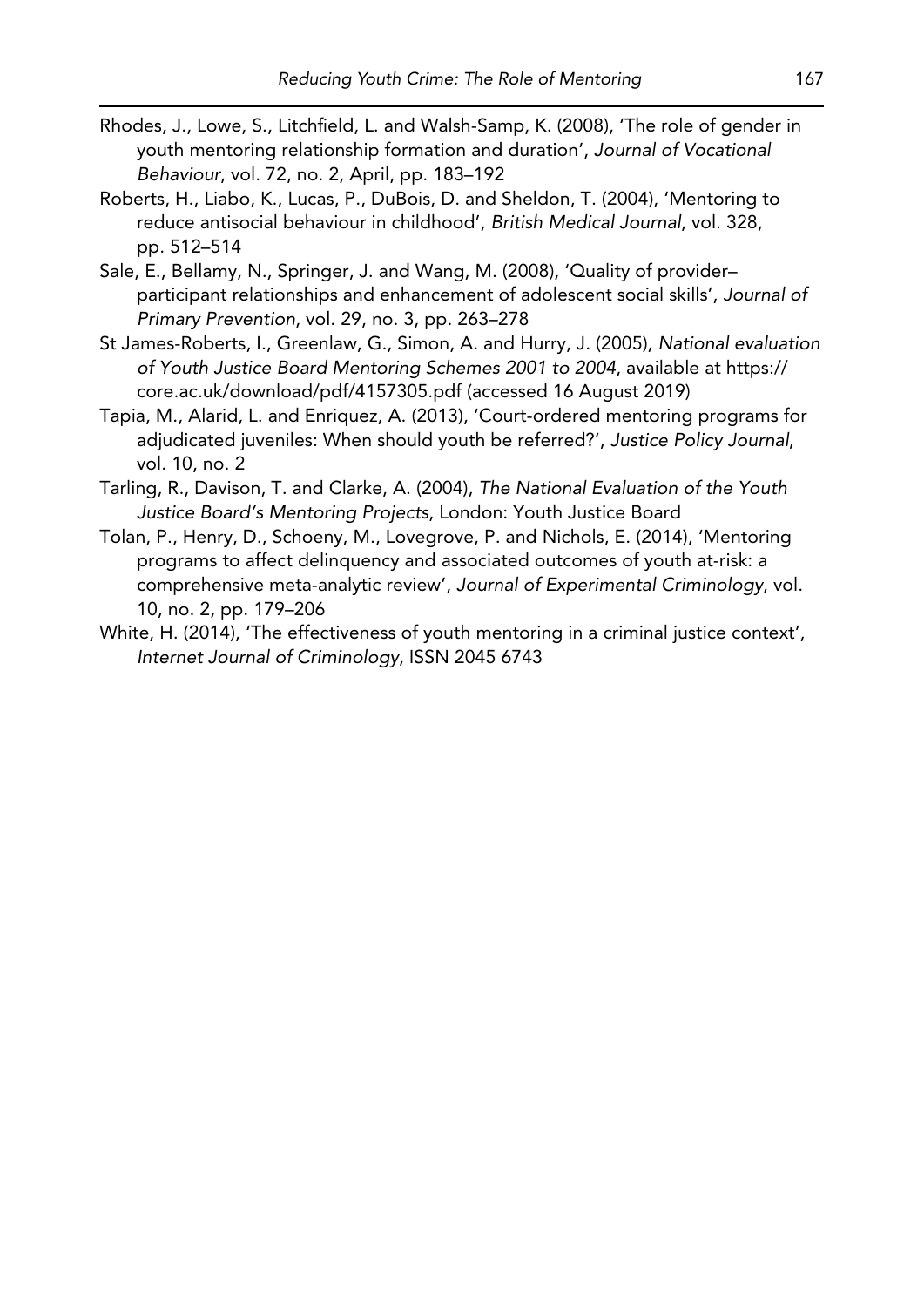Rhodes, J., Lowe, S., Litchfield, L. and Walsh-Samp, K. (2008), 'The role of gender in youth mentoring relationship formation and duration', *Journal of Vocational Behaviour*, vol. 72, no. 2, April, pp. 183–192

Roberts, H., Liabo, K., Lucas, P., DuBois, D. and Sheldon, T. (2004), 'Mentoring to reduce antisocial behaviour in childhood', *British Medical Journal*, vol. 328, pp. 512–514

Sale, E., Bellamy, N., Springer, J. and Wang, M. (2008), 'Quality of provider–participant relationships and enhancement of adolescent social skills', *Journal of Primary Prevention*, vol. 29, no. 3, pp. 263–278

St James-Roberts, I., Greenlaw, G., Simon, A. and Hurry, J. (2005), *National evaluation of Youth Justice Board Mentoring Schemes 2001 to 2004*, available at https://core.ac.uk/download/pdf/4157305.pdf (accessed 16 August 2019)

Tapia, M., Alarid, L. and Enriquez, A. (2013), 'Court-ordered mentoring programs for adjudicated juveniles: When should youth be referred?', *Justice Policy Journal*, vol. 10, no. 2

Tarling, R., Davison, T. and Clarke, A. (2004), *The National Evaluation of the Youth Justice Board's Mentoring Projects*, London: Youth Justice Board

Tolan, P., Henry, D., Schoeny, M., Lovegrove, P. and Nichols, E. (2014), 'Mentoring programs to affect delinquency and associated outcomes of youth at-risk: a comprehensive meta-analytic review', *Journal of Experimental Criminology*, vol. 10, no. 2, pp. 179–206

White, H. (2014), 'The effectiveness of youth mentoring in a criminal justice context', *Internet Journal of Criminology*, ISSN 2045 6743